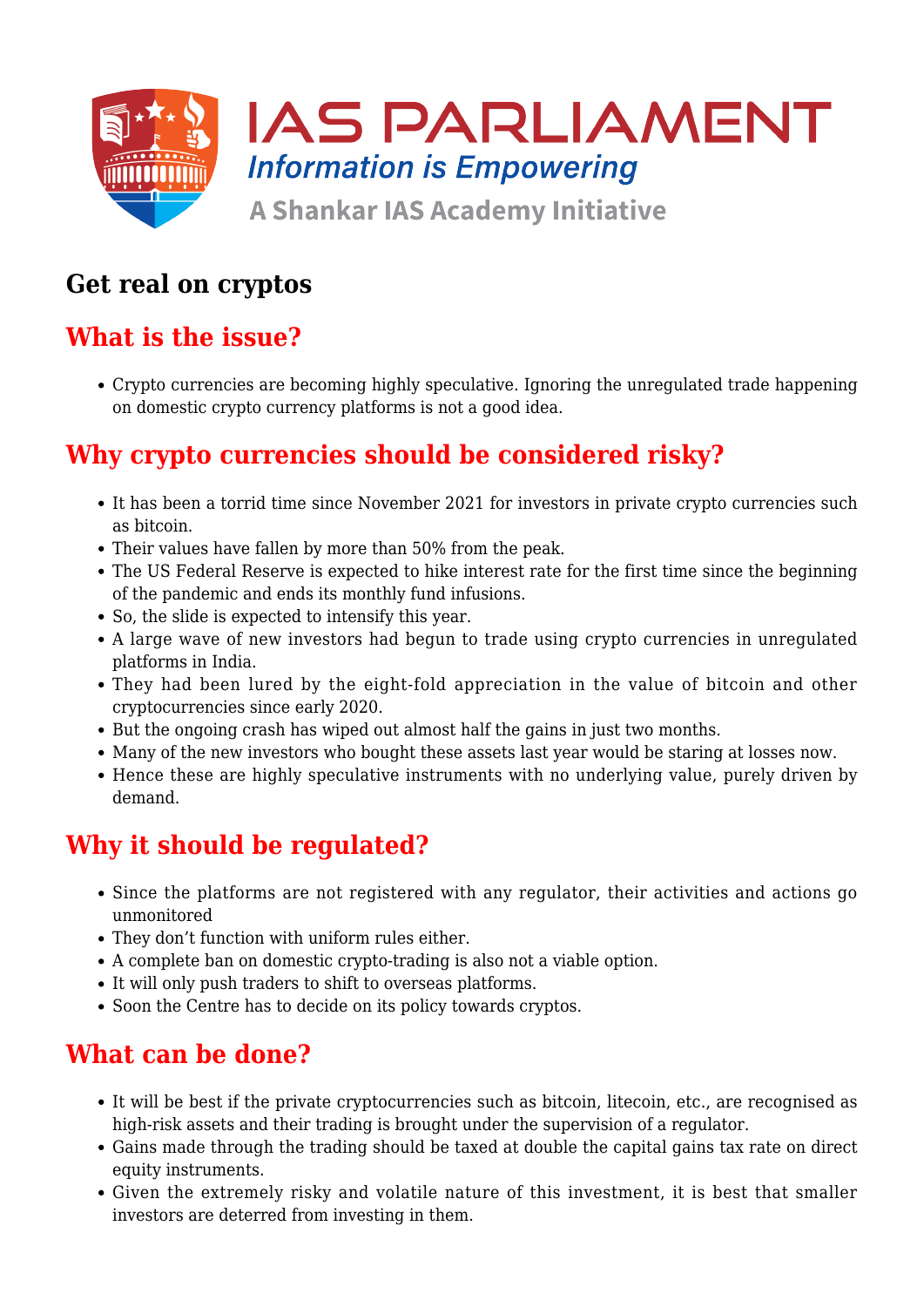# Get real on cryptos

## What is the issue?

- Crypto currencies are becoming highly speculative. Ignoring the unregulated trade happening on domestic crypto currency platforms is not a good idea.

## Why crypto currencies should be considered risky?

- It has been a torrid time since November 2021 for investors in private crypto currencies such as bitcoin.
- Their values have fallen by more than 50% from the peak.
- The US Federal Reserve is expected to hike interest rate for the first time since the beginning of the pandemic and ends its monthly fund infusions.
- So, the slide is expected to intensify this year.
- A large wave of new investors had begun to trade using crypto currencies in unregulated platforms in India.
- They had been lured by the eight-fold appreciation in the value of bitcoin and other cryptocurrencies since early 2020.
- But the ongoing crash has wiped out almost half the gains in just two months.
- Many of the new investors who bought these assets last year would be staring at losses now.
- Hence these are highly speculative instruments with no underlying value, purely driven by demand.

## Why it should be regulated?

- Since the platforms are not registered with any regulator, their activities and actions go unmonitored
- They don't function with uniform rules either.
- A complete ban on domestic crypto-trading is also not a viable option.
- It will only push traders to shift to overseas platforms.
- Soon the Centre has to decide on its policy towards cryptos.

## What can be done?

- It will be best if the private cryptocurrencies such as bitcoin, litecoin, etc., are recognised as high-risk assets and their trading is brought under the supervision of a regulator.
- Gains made through the trading should be taxed at double the capital gains tax rate on direct equity instruments.
- Given the extremely risky and volatile nature of this investment, it is best that smaller investors are deterred from investing in them.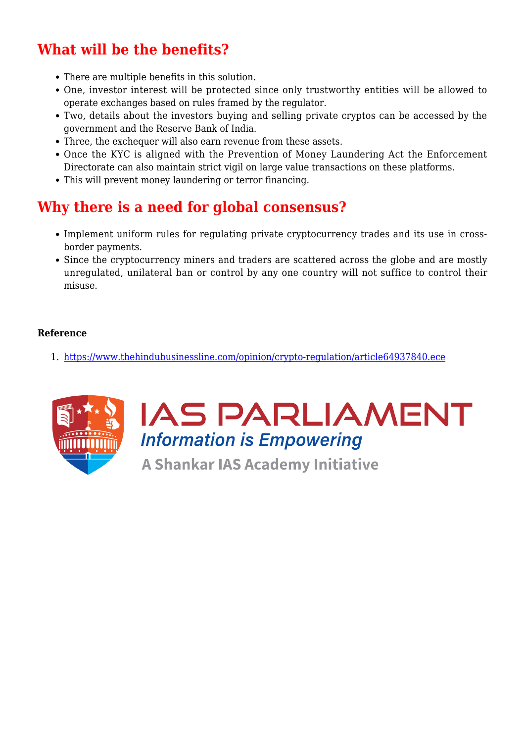## What will be the benefits?

- There are multiple benefits in this solution.
- One, investor interest will be protected since only trustworthy entities will be allowed to operate exchanges based on rules framed by the regulator.
- Two, details about the investors buying and selling private cryptos can be accessed by the government and the Reserve Bank of India.
- Three, the exchequer will also earn revenue from these assets.
- Once the KYC is aligned with the Prevention of Money Laundering Act the Enforcement Directorate can also maintain strict vigil on large value transactions on these platforms.
- This will prevent money laundering or terror financing.

## Why there is a need for global consensus?

- Implement uniform rules for regulating private cryptocurrency trades and its use in cross-border payments.
- Since the cryptocurrency miners and traders are scattered across the globe and are mostly unregulated, unilateral ban or control by any one country will not suffice to control their misuse.

**Reference**

1. https://www.thehindubusinessline.com/opinion/crypto-regulation/article64937840.ece

IAS PARLIAMENT
*Information is Empowering*
A Shankar IAS Academy Initiative